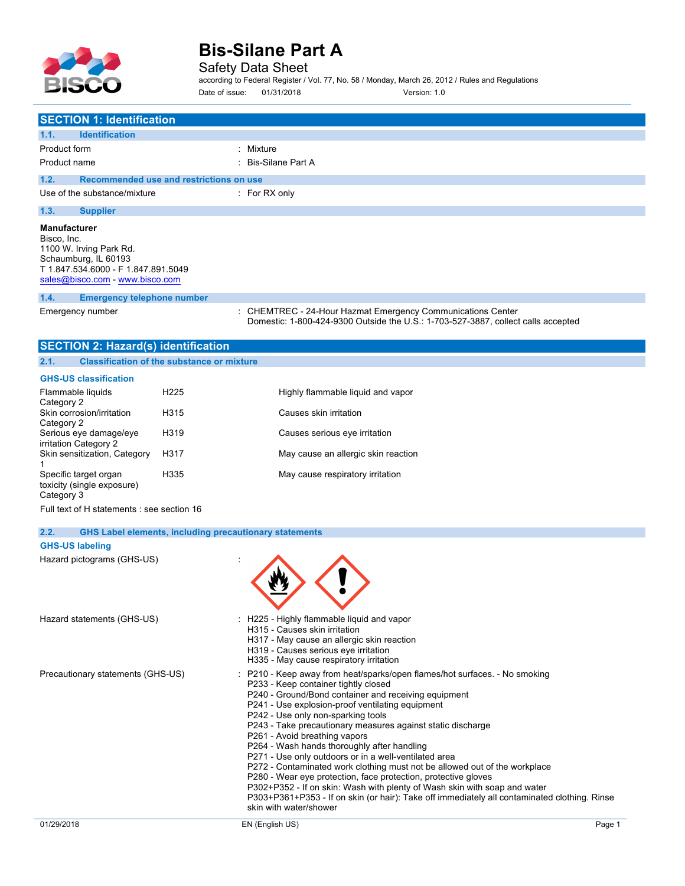# Bis-Silane Part A

Safety Data Sheet

according to Federal Register / Vol. 77, No. 58 / Monday, March 26, 2012 / Rules and Regulations

Date of issue: 01/31/2018 Version: 1.0

## SECTION 1: Identification

### 1.1. Identification

Product form : Mixture

Product name : Bis-Silane Part A

### 1.2. Recommended use and restrictions on use

Use of the substance/mixture : For RX only

### 1.3. Supplier

**Manufacturer**
Bisco, Inc.
1100 W. Irving Park Rd.
Schaumburg, IL 60193
T 1.847.534.6000 - F 1.847.891.5049
sales@bisco.com - www.bisco.com

### 1.4. Emergency telephone number

Emergency number : CHEMTREC - 24-Hour Hazmat Emergency Communications Center
Domestic: 1-800-424-9300 Outside the U.S.: 1-703-527-3887, collect calls accepted

## SECTION 2: Hazard(s) identification

### 2.1. Classification of the substance or mixture

**GHS-US classification**

| | | |
|---|---|---|
| Flammable liquids Category 2 | H225 | Highly flammable liquid and vapor |
| Skin corrosion/irritation Category 2 | H315 | Causes skin irritation |
| Serious eye damage/eye irritation Category 2 | H319 | Causes serious eye irritation |
| Skin sensitization, Category 1 | H317 | May cause an allergic skin reaction |
| Specific target organ toxicity (single exposure) Category 3 | H335 | May cause respiratory irritation |

Full text of H statements : see section 16

### 2.2. GHS Label elements, including precautionary statements

**GHS-US labeling**

Hazard pictograms (GHS-US) :

Hazard statements (GHS-US) :
H225 - Highly flammable liquid and vapor
H315 - Causes skin irritation
H317 - May cause an allergic skin reaction
H319 - Causes serious eye irritation
H335 - May cause respiratory irritation

Precautionary statements (GHS-US) :
P210 - Keep away from heat/sparks/open flames/hot surfaces. - No smoking
P233 - Keep container tightly closed
P240 - Ground/Bond container and receiving equipment
P241 - Use explosion-proof ventilating equipment
P242 - Use only non-sparking tools
P243 - Take precautionary measures against static discharge
P261 - Avoid breathing vapors
P264 - Wash hands thoroughly after handling
P271 - Use only outdoors or in a well-ventilated area
P272 - Contaminated work clothing must not be allowed out of the workplace
P280 - Wear eye protection, face protection, protective gloves
P302+P352 - If on skin: Wash with plenty of Wash skin with soap and water
P303+P361+P353 - If on skin (or hair): Take off immediately all contaminated clothing. Rinse skin with water/shower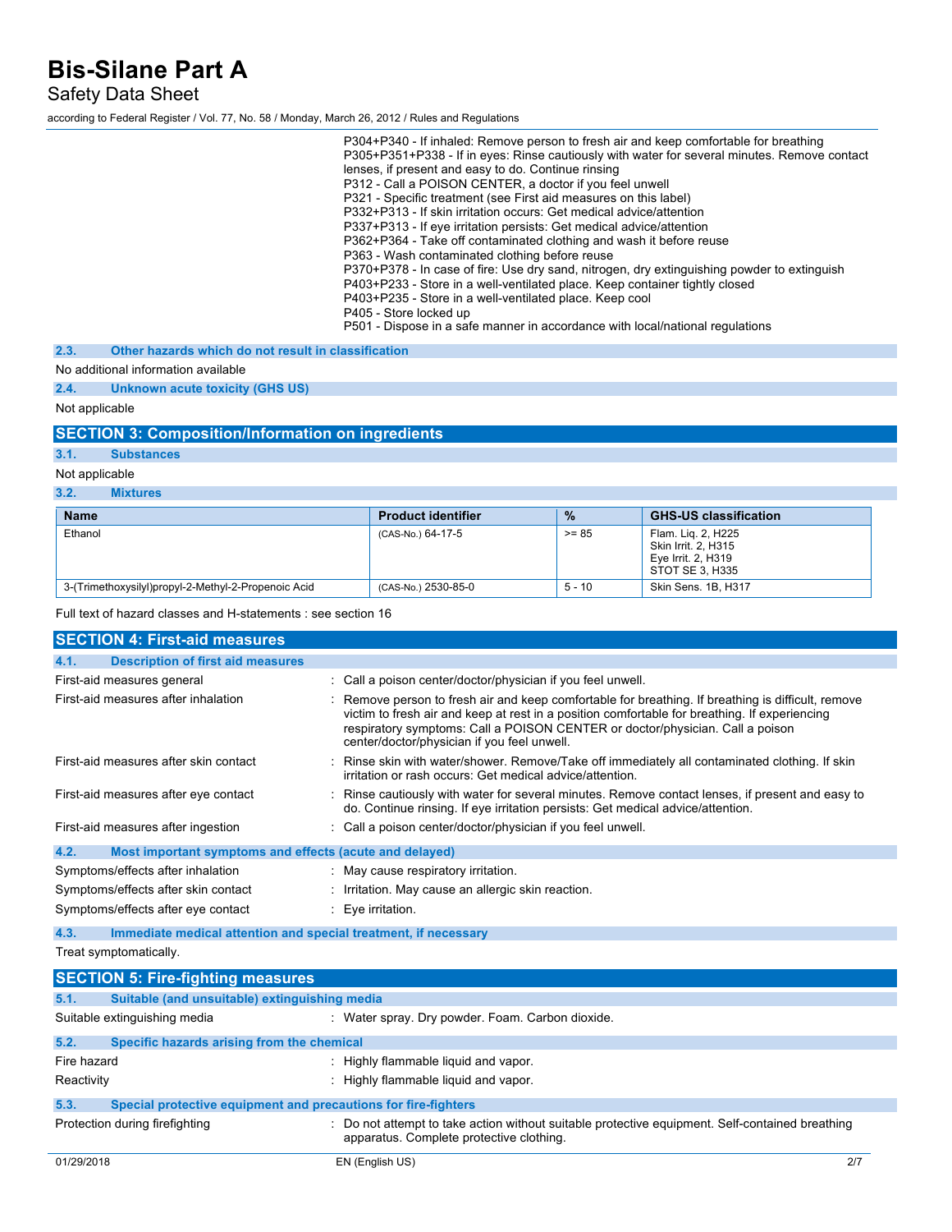P304+P340 - If inhaled: Remove person to fresh air and keep comfortable for breathing
P305+P351+P338 - If in eyes: Rinse cautiously with water for several minutes. Remove contact lenses, if present and easy to do. Continue rinsing
P312 - Call a POISON CENTER, a doctor if you feel unwell
P321 - Specific treatment (see First aid measures on this label)
P332+P313 - If skin irritation occurs: Get medical advice/attention
P337+P313 - If eye irritation persists: Get medical advice/attention
P362+P364 - Take off contaminated clothing and wash it before reuse
P363 - Wash contaminated clothing before reuse
P370+P378 - In case of fire: Use dry sand, nitrogen, dry extinguishing powder to extinguish
P403+P233 - Store in a well-ventilated place. Keep container tightly closed
P403+P235 - Store in a well-ventilated place. Keep cool
P405 - Store locked up
P501 - Dispose in a safe manner in accordance with local/national regulations

### 2.3. Other hazards which do not result in classification

No additional information available

### 2.4. Unknown acute toxicity (GHS US)

Not applicable

## SECTION 3: Composition/Information on ingredients

### 3.1. Substances

Not applicable

### 3.2. Mixtures

| Name | Product identifier | % | GHS-US classification |
|---|---|---|---|
| Ethanol | (CAS-No.) 64-17-5 | >= 85 | Flam. Liq. 2, H225<br>Skin Irrit. 2, H315<br>Eye Irrit. 2, H319<br>STOT SE 3, H335 |
| 3-(Trimethoxysilyl)propyl-2-Methyl-2-Propenoic Acid | (CAS-No.) 2530-85-0 | 5 - 10 | Skin Sens. 1B, H317 |

Full text of hazard classes and H-statements : see section 16

## SECTION 4: First-aid measures

### 4.1. Description of first aid measures

First-aid measures general : Call a poison center/doctor/physician if you feel unwell.

First-aid measures after inhalation : Remove person to fresh air and keep comfortable for breathing. If breathing is difficult, remove victim to fresh air and keep at rest in a position comfortable for breathing. If experiencing respiratory symptoms: Call a POISON CENTER or doctor/physician. Call a poison center/doctor/physician if you feel unwell.

First-aid measures after skin contact : Rinse skin with water/shower. Remove/Take off immediately all contaminated clothing. If skin irritation or rash occurs: Get medical advice/attention.

First-aid measures after eye contact : Rinse cautiously with water for several minutes. Remove contact lenses, if present and easy to do. Continue rinsing. If eye irritation persists: Get medical advice/attention.

First-aid measures after ingestion : Call a poison center/doctor/physician if you feel unwell.

### 4.2. Most important symptoms and effects (acute and delayed)

Symptoms/effects after inhalation : May cause respiratory irritation.

Symptoms/effects after skin contact : Irritation. May cause an allergic skin reaction.

Symptoms/effects after eye contact : Eye irritation.

### 4.3. Immediate medical attention and special treatment, if necessary

Treat symptomatically.

## SECTION 5: Fire-fighting measures

### 5.1. Suitable (and unsuitable) extinguishing media

Suitable extinguishing media : Water spray. Dry powder. Foam. Carbon dioxide.

### 5.2. Specific hazards arising from the chemical

Fire hazard : Highly flammable liquid and vapor.

Reactivity : Highly flammable liquid and vapor.

### 5.3. Special protective equipment and precautions for fire-fighters

Protection during firefighting : Do not attempt to take action without suitable protective equipment. Self-contained breathing apparatus. Complete protective clothing.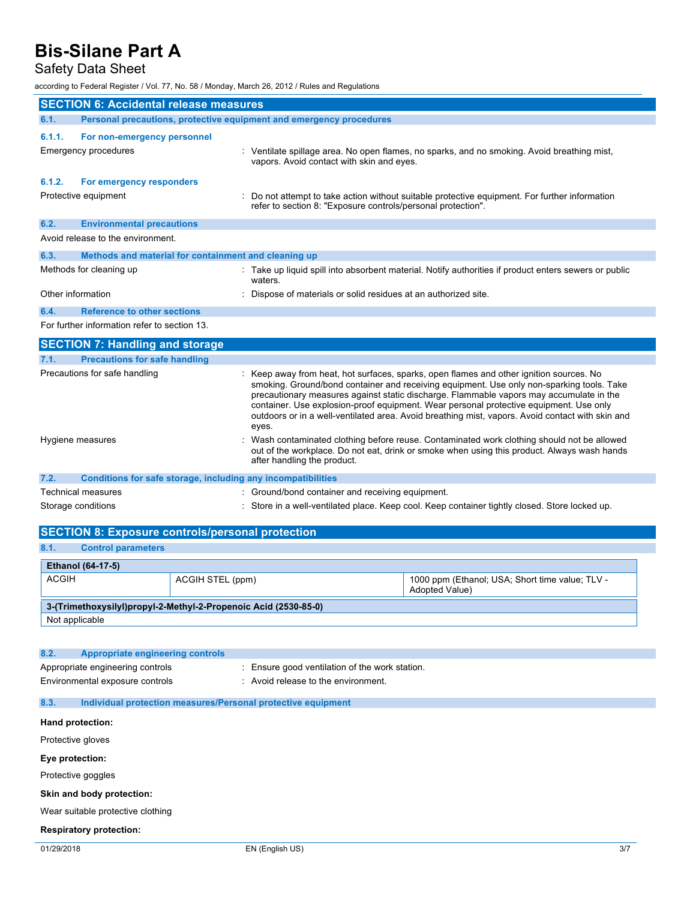## SECTION 6: Accidental release measures

### 6.1. Personal precautions, protective equipment and emergency procedures

#### 6.1.1. For non-emergency personnel

Emergency procedures : Ventilate spillage area. No open flames, no sparks, and no smoking. Avoid breathing mist, vapors. Avoid contact with skin and eyes.

#### 6.1.2. For emergency responders

Protective equipment : Do not attempt to take action without suitable protective equipment. For further information refer to section 8: "Exposure controls/personal protection".

### 6.2. Environmental precautions

Avoid release to the environment.

### 6.3. Methods and material for containment and cleaning up

Methods for cleaning up : Take up liquid spill into absorbent material. Notify authorities if product enters sewers or public waters.

Other information : Dispose of materials or solid residues at an authorized site.

### 6.4. Reference to other sections

For further information refer to section 13.

## SECTION 7: Handling and storage

### 7.1. Precautions for safe handling

Precautions for safe handling : Keep away from heat, hot surfaces, sparks, open flames and other ignition sources. No smoking. Ground/bond container and receiving equipment. Use only non-sparking tools. Take precautionary measures against static discharge. Flammable vapors may accumulate in the container. Use explosion-proof equipment. Wear personal protective equipment. Use only outdoors or in a well-ventilated area. Avoid breathing mist, vapors. Avoid contact with skin and eyes.

Hygiene measures : Wash contaminated clothing before reuse. Contaminated work clothing should not be allowed out of the workplace. Do not eat, drink or smoke when using this product. Always wash hands after handling the product.

### 7.2. Conditions for safe storage, including any incompatibilities

Technical measures : Ground/bond container and receiving equipment.

Storage conditions : Store in a well-ventilated place. Keep cool. Keep container tightly closed. Store locked up.

## SECTION 8: Exposure controls/personal protection

### 8.1. Control parameters

| Ethanol (64-17-5) | | |
|---|---|---|
| ACGIH | ACGIH STEL (ppm) | 1000 ppm (Ethanol; USA; Short time value; TLV - Adopted Value) |

| 3-(Trimethoxysilyl)propyl-2-Methyl-2-Propenoic Acid (2530-85-0) |
|---|
| Not applicable |

### 8.2. Appropriate engineering controls

Appropriate engineering controls : Ensure good ventilation of the work station.

Environmental exposure controls : Avoid release to the environment.

### 8.3. Individual protection measures/Personal protective equipment

**Hand protection:**

Protective gloves

**Eye protection:**

Protective goggles

**Skin and body protection:**

Wear suitable protective clothing

**Respiratory protection:**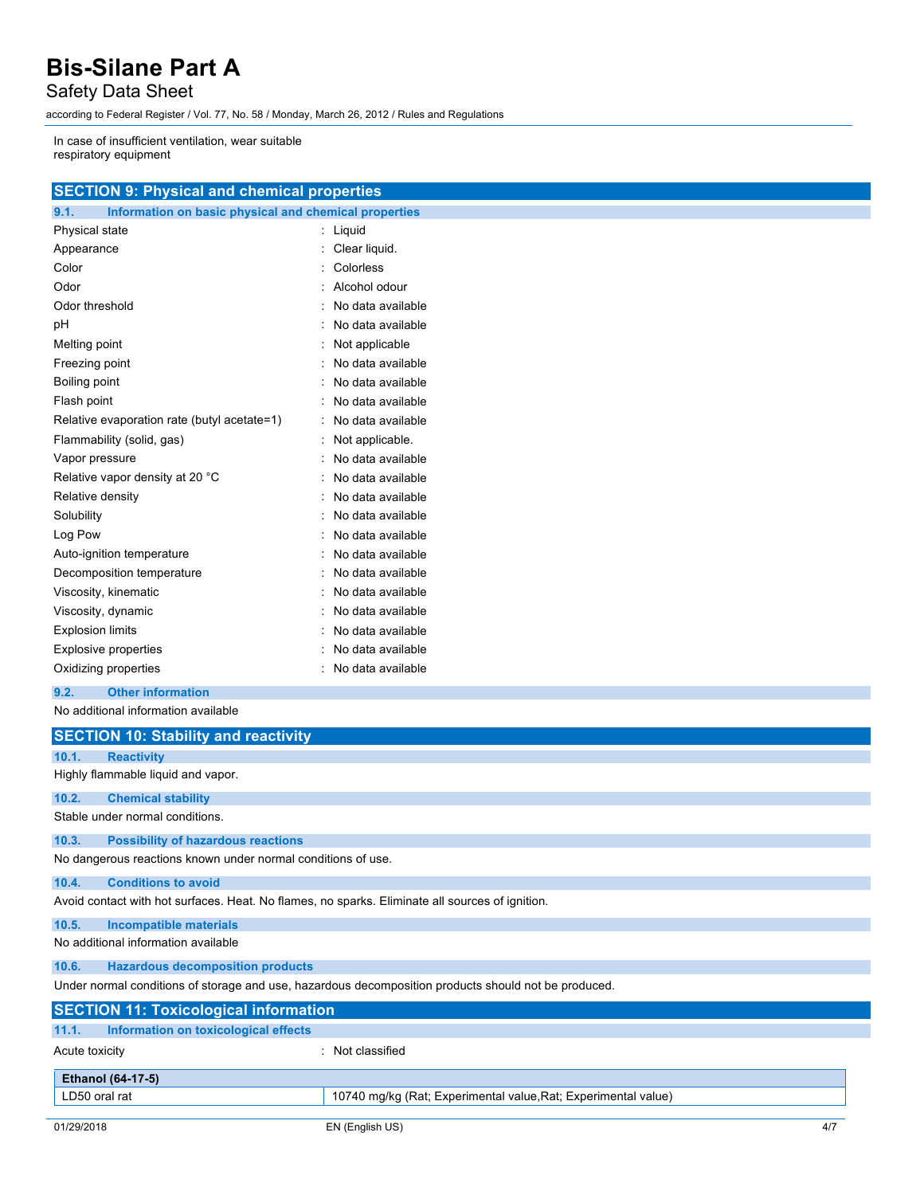In case of insufficient ventilation, wear suitable respiratory equipment

## SECTION 9: Physical and chemical properties

### 9.1. Information on basic physical and chemical properties

| | |
|---|---|
| Physical state | : Liquid |
| Appearance | : Clear liquid. |
| Color | : Colorless |
| Odor | : Alcohol odour |
| Odor threshold | : No data available |
| pH | : No data available |
| Melting point | : Not applicable |
| Freezing point | : No data available |
| Boiling point | : No data available |
| Flash point | : No data available |
| Relative evaporation rate (butyl acetate=1) | : No data available |
| Flammability (solid, gas) | : Not applicable. |
| Vapor pressure | : No data available |
| Relative vapor density at 20 °C | : No data available |
| Relative density | : No data available |
| Solubility | : No data available |
| Log Pow | : No data available |
| Auto-ignition temperature | : No data available |
| Decomposition temperature | : No data available |
| Viscosity, kinematic | : No data available |
| Viscosity, dynamic | : No data available |
| Explosion limits | : No data available |
| Explosive properties | : No data available |
| Oxidizing properties | : No data available |

### 9.2. Other information

No additional information available

## SECTION 10: Stability and reactivity

### 10.1. Reactivity

Highly flammable liquid and vapor.

### 10.2. Chemical stability

Stable under normal conditions.

### 10.3. Possibility of hazardous reactions

No dangerous reactions known under normal conditions of use.

### 10.4. Conditions to avoid

Avoid contact with hot surfaces. Heat. No flames, no sparks. Eliminate all sources of ignition.

### 10.5. Incompatible materials

No additional information available

### 10.6. Hazardous decomposition products

Under normal conditions of storage and use, hazardous decomposition products should not be produced.

## SECTION 11: Toxicological information

### 11.1. Information on toxicological effects

Acute toxicity : Not classified

| **Ethanol (64-17-5)** | |
|---|---|
| LD50 oral rat | 10740 mg/kg (Rat; Experimental value,Rat; Experimental value) |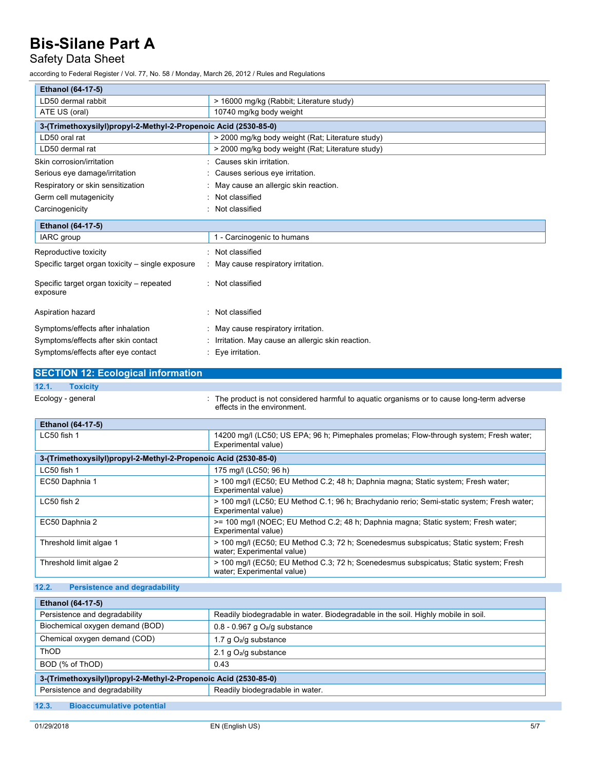| Ethanol (64-17-5) | |
|---|---|
| LD50 dermal rabbit | > 16000 mg/kg (Rabbit; Literature study) |
| ATE US (oral) | 10740 mg/kg body weight |

| 3-(Trimethoxysilyl)propyl-2-Methyl-2-Propenoic Acid (2530-85-0) | |
|---|---|
| LD50 oral rat | > 2000 mg/kg body weight (Rat; Literature study) |
| LD50 dermal rat | > 2000 mg/kg body weight (Rat; Literature study) |

Skin corrosion/irritation : Causes skin irritation.

Serious eye damage/irritation : Causes serious eye irritation.

Respiratory or skin sensitization : May cause an allergic skin reaction.

Germ cell mutagenicity : Not classified

Carcinogenicity : Not classified

| Ethanol (64-17-5) | |
|---|---|
| IARC group | 1 - Carcinogenic to humans |

Reproductive toxicity : Not classified

Specific target organ toxicity – single exposure : May cause respiratory irritation.

Specific target organ toxicity – repeated exposure : Not classified

Aspiration hazard : Not classified

Symptoms/effects after inhalation : May cause respiratory irritation.

Symptoms/effects after skin contact : Irritation. May cause an allergic skin reaction.

Symptoms/effects after eye contact : Eye irritation.

## SECTION 12: Ecological information

### 12.1. Toxicity

Ecology - general : The product is not considered harmful to aquatic organisms or to cause long-term adverse effects in the environment.

| Ethanol (64-17-5) | |
|---|---|
| LC50 fish 1 | 14200 mg/l (LC50; US EPA; 96 h; Pimephales promelas; Flow-through system; Fresh water; Experimental value) |

| 3-(Trimethoxysilyl)propyl-2-Methyl-2-Propenoic Acid (2530-85-0) | |
|---|---|
| LC50 fish 1 | 175 mg/l (LC50; 96 h) |
| EC50 Daphnia 1 | > 100 mg/l (EC50; EU Method C.2; 48 h; Daphnia magna; Static system; Fresh water; Experimental value) |
| LC50 fish 2 | > 100 mg/l (LC50; EU Method C.1; 96 h; Brachydanio rerio; Semi-static system; Fresh water; Experimental value) |
| EC50 Daphnia 2 | >= 100 mg/l (NOEC; EU Method C.2; 48 h; Daphnia magna; Static system; Fresh water; Experimental value) |
| Threshold limit algae 1 | > 100 mg/l (EC50; EU Method C.3; 72 h; Scenedesmus subspicatus; Static system; Fresh water; Experimental value) |
| Threshold limit algae 2 | > 100 mg/l (EC50; EU Method C.3; 72 h; Scenedesmus subspicatus; Static system; Fresh water; Experimental value) |

### 12.2. Persistence and degradability

| Ethanol (64-17-5) | |
|---|---|
| Persistence and degradability | Readily biodegradable in water. Biodegradable in the soil. Highly mobile in soil. |
| Biochemical oxygen demand (BOD) | 0.8 - 0.967 g $O_2$/g substance |
| Chemical oxygen demand (COD) | 1.7 g $O_2$/g substance |
| ThOD | 2.1 g $O_2$/g substance |
| BOD (% of ThOD) | 0.43 |

| 3-(Trimethoxysilyl)propyl-2-Methyl-2-Propenoic Acid (2530-85-0) | |
|---|---|
| Persistence and degradability | Readily biodegradable in water. |

### 12.3. Bioaccumulative potential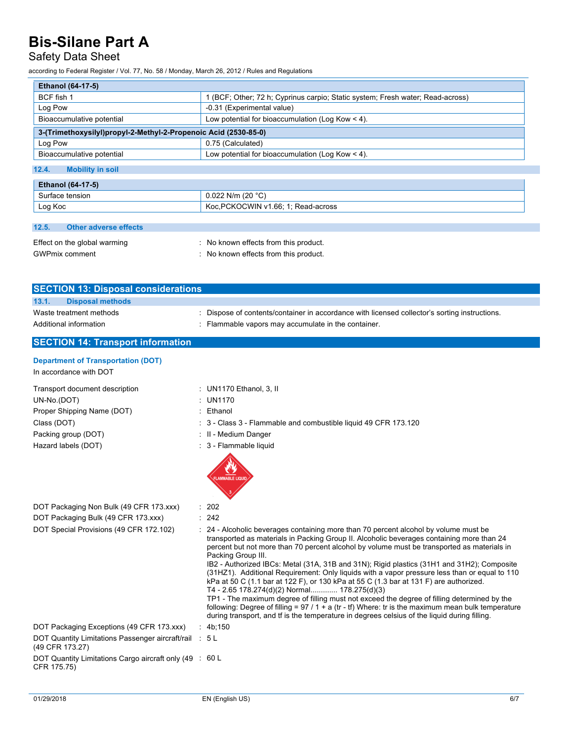| Ethanol (64-17-5) | |
|---|---|
| BCF fish 1 | 1 (BCF; Other; 72 h; Cyprinus carpio; Static system; Fresh water; Read-across) |
| Log Pow | -0.31 (Experimental value) |
| Bioaccumulative potential | Low potential for bioaccumulation (Log Kow < 4). |

| 3-(Trimethoxysilyl)propyl-2-Methyl-2-Propenoic Acid (2530-85-0) | |
|---|---|
| Log Pow | 0.75 (Calculated) |
| Bioaccumulative potential | Low potential for bioaccumulation (Log Kow < 4). |

### 12.4. Mobility in soil

| Ethanol (64-17-5) | |
|---|---|
| Surface tension | 0.022 N/m (20 °C) |
| Log Koc | Koc,PCKOCWIN v1.66; 1; Read-across |

### 12.5. Other adverse effects

Effect on the global warming : No known effects from this product.

GWPmix comment : No known effects from this product.

## SECTION 13: Disposal considerations

### 13.1. Disposal methods

Waste treatment methods : Dispose of contents/container in accordance with licensed collector's sorting instructions.

Additional information : Flammable vapors may accumulate in the container.

## SECTION 14: Transport information

### Department of Transportation (DOT)

In accordance with DOT

Transport document description : UN1170 Ethanol, 3, II

UN-No.(DOT) : UN1170

Proper Shipping Name (DOT) : Ethanol

Class (DOT) : 3 - Class 3 - Flammable and combustible liquid 49 CFR 173.120

Packing group (DOT) : II - Medium Danger

Hazard labels (DOT) : 3 - Flammable liquid

DOT Packaging Non Bulk (49 CFR 173.xxx) : 202

DOT Packaging Bulk (49 CFR 173.xxx) : 242

DOT Special Provisions (49 CFR 172.102) : 24 - Alcoholic beverages containing more than 70 percent alcohol by volume must be transported as materials in Packing Group II. Alcoholic beverages containing more than 24 percent but not more than 70 percent alcohol by volume must be transported as materials in Packing Group III.
IB2 - Authorized IBCs: Metal (31A, 31B and 31N); Rigid plastics (31H1 and 31H2); Composite (31HZ1). Additional Requirement: Only liquids with a vapor pressure less than or equal to 110 kPa at 50 C (1.1 bar at 122 F), or 130 kPa at 55 C (1.3 bar at 131 F) are authorized.
T4 - 2.65 178.274(d)(2) Normal............ 178.275(d)(3)
TP1 - The maximum degree of filling must not exceed the degree of filling determined by the following: Degree of filling = 97 / 1 + a (tr - tf) Where: tr is the maximum mean bulk temperature during transport, and tf is the temperature in degrees celsius of the liquid during filling.

DOT Packaging Exceptions (49 CFR 173.xxx) : 4b;150

DOT Quantity Limitations Passenger aircraft/rail (49 CFR 173.27) : 5 L

DOT Quantity Limitations Cargo aircraft only (49 CFR 175.75) : 60 L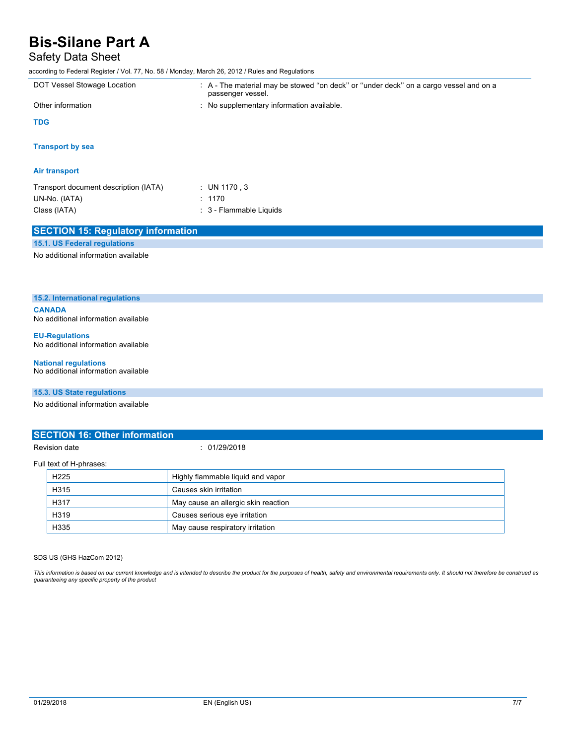| | |
|---|---|
| DOT Vessel Stowage Location | : A - The material may be stowed ‘‘on deck’’ or ‘‘under deck’’ on a cargo vessel and on a passenger vessel. |
| Other information | : No supplementary information available. |

**TDG**

**Transport by sea**

**Air transport**

| | |
|---|---|
| Transport document description (IATA) | : UN 1170 , 3 |
| UN-No. (IATA) | : 1170 |
| Class (IATA) | : 3 - Flammable Liquids |

## SECTION 15: Regulatory information

### 15.1. US Federal regulations

No additional information available

### 15.2. International regulations

**CANADA**
No additional information available

**EU-Regulations**
No additional information available

**National regulations**
No additional information available

### 15.3. US State regulations

No additional information available

## SECTION 16: Other information

Revision date : 01/29/2018

Full text of H-phrases:

| | |
|---|---|
| H225 | Highly flammable liquid and vapor |
| H315 | Causes skin irritation |
| H317 | May cause an allergic skin reaction |
| H319 | Causes serious eye irritation |
| H335 | May cause respiratory irritation |

SDS US (GHS HazCom 2012)

*This information is based on our current knowledge and is intended to describe the product for the purposes of health, safety and environmental requirements only. It should not therefore be construed as guaranteeing any specific property of the product*